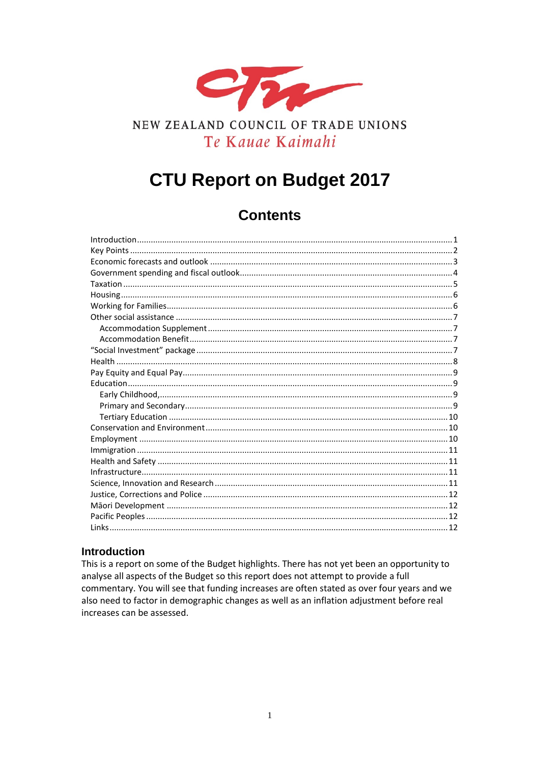NEW ZEALAND COUNCIL OF TRADE UNIONS

Te Kauae Kaimahi

# CTU Report on Budget 2017

## Contents

- Introduction ........ 1
- Key Points ........ 2
- Economic forecasts and outlook ........ 3
- Government spending and fiscal outlook ........ 4
- Taxation ........ 5
- Housing ........ 6
- Working for Families ........ 6
- Other social assistance ........ 7
  - Accommodation Supplement ........ 7
  - Accommodation Benefit ........ 7
- "Social Investment" package ........ 7
- Health ........ 8
- Pay Equity and Equal Pay ........ 9
- Education ........ 9
  - Early Childhood, ........ 9
  - Primary and Secondary ........ 9
  - Tertiary Education ........ 10
- Conservation and Environment ........ 10
- Employment ........ 10
- Immigration ........ 11
- Health and Safety ........ 11
- Infrastructure ........ 11
- Science, Innovation and Research ........ 11
- Justice, Corrections and Police ........ 12
- Māori Development ........ 12
- Pacific Peoples ........ 12
- Links ........ 12

## Introduction

This is a report on some of the Budget highlights. There has not yet been an opportunity to analyse all aspects of the Budget so this report does not attempt to provide a full commentary. You will see that funding increases are often stated as over four years and we also need to factor in demographic changes as well as an inflation adjustment before real increases can be assessed.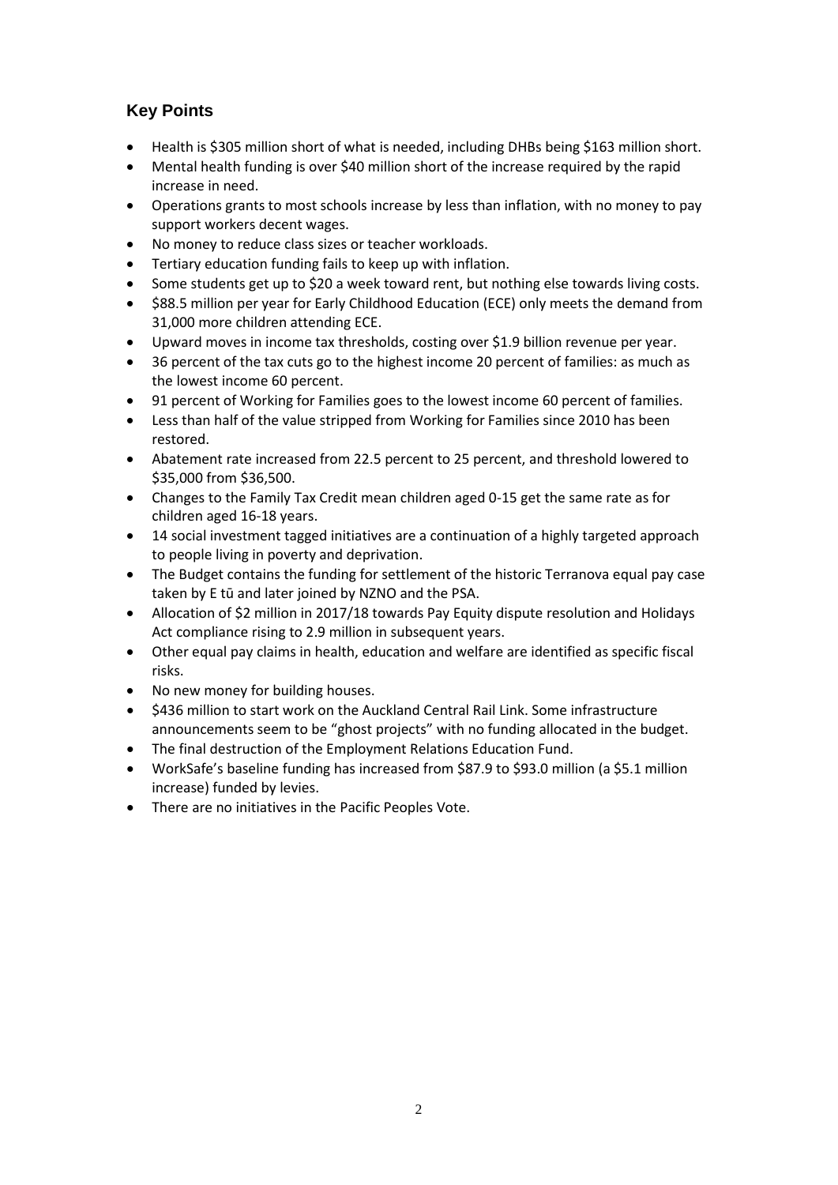## Key Points

- Health is $305 million short of what is needed, including DHBs being $163 million short.
- Mental health funding is over $40 million short of the increase required by the rapid increase in need.
- Operations grants to most schools increase by less than inflation, with no money to pay support workers decent wages.
- No money to reduce class sizes or teacher workloads.
- Tertiary education funding fails to keep up with inflation.
- Some students get up to $20 a week toward rent, but nothing else towards living costs.
- $88.5 million per year for Early Childhood Education (ECE) only meets the demand from 31,000 more children attending ECE.
- Upward moves in income tax thresholds, costing over $1.9 billion revenue per year.
- 36 percent of the tax cuts go to the highest income 20 percent of families: as much as the lowest income 60 percent.
- 91 percent of Working for Families goes to the lowest income 60 percent of families.
- Less than half of the value stripped from Working for Families since 2010 has been restored.
- Abatement rate increased from 22.5 percent to 25 percent, and threshold lowered to $35,000 from $36,500.
- Changes to the Family Tax Credit mean children aged 0-15 get the same rate as for children aged 16-18 years.
- 14 social investment tagged initiatives are a continuation of a highly targeted approach to people living in poverty and deprivation.
- The Budget contains the funding for settlement of the historic Terranova equal pay case taken by E tū and later joined by NZNO and the PSA.
- Allocation of $2 million in 2017/18 towards Pay Equity dispute resolution and Holidays Act compliance rising to 2.9 million in subsequent years.
- Other equal pay claims in health, education and welfare are identified as specific fiscal risks.
- No new money for building houses.
- $436 million to start work on the Auckland Central Rail Link. Some infrastructure announcements seem to be "ghost projects" with no funding allocated in the budget.
- The final destruction of the Employment Relations Education Fund.
- WorkSafe's baseline funding has increased from $87.9 to $93.0 million (a $5.1 million increase) funded by levies.
- There are no initiatives in the Pacific Peoples Vote.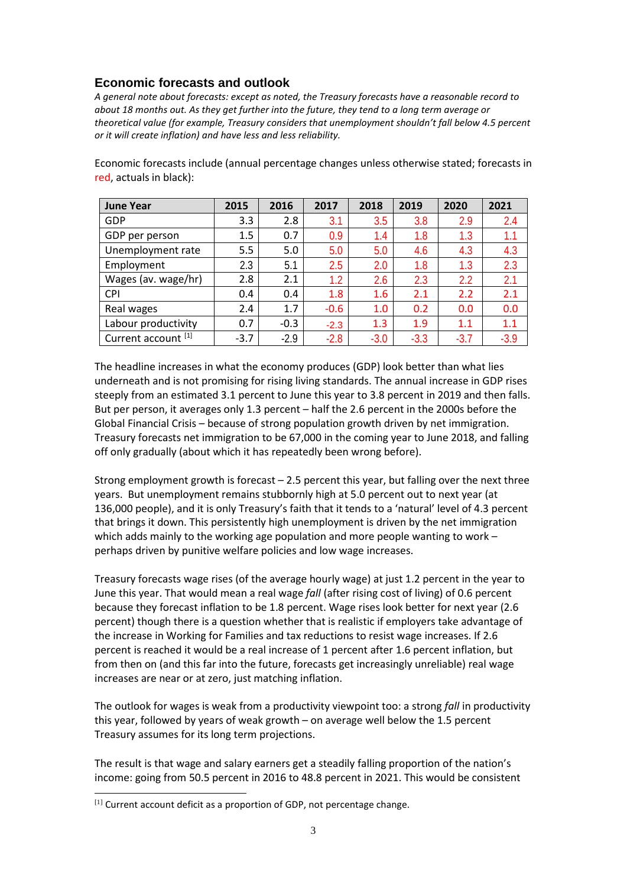## Economic forecasts and outlook

*A general note about forecasts: except as noted, the Treasury forecasts have a reasonable record to about 18 months out. As they get further into the future, they tend to a long term average or theoretical value (for example, Treasury considers that unemployment shouldn't fall below 4.5 percent or it will create inflation) and have less and less reliability.*

Economic forecasts include (annual percentage changes unless otherwise stated; forecasts in red, actuals in black):

| June Year | 2015 | 2016 | 2017 | 2018 | 2019 | 2020 | 2021 |
|---|---|---|---|---|---|---|---|
| GDP | 3.3 | 2.8 | 3.1 | 3.5 | 3.8 | 2.9 | 2.4 |
| GDP per person | 1.5 | 0.7 | 0.9 | 1.4 | 1.8 | 1.3 | 1.1 |
| Unemployment rate | 5.5 | 5.0 | 5.0 | 5.0 | 4.6 | 4.3 | 4.3 |
| Employment | 2.3 | 5.1 | 2.5 | 2.0 | 1.8 | 1.3 | 2.3 |
| Wages (av. wage/hr) | 2.8 | 2.1 | 1.2 | 2.6 | 2.3 | 2.2 | 2.1 |
| CPI | 0.4 | 0.4 | 1.8 | 1.6 | 2.1 | 2.2 | 2.1 |
| Real wages | 2.4 | 1.7 | -0.6 | 1.0 | 0.2 | 0.0 | 0.0 |
| Labour productivity | 0.7 | -0.3 | -2.3 | 1.3 | 1.9 | 1.1 | 1.1 |
| Current account [1] | -3.7 | -2.9 | -2.8 | -3.0 | -3.3 | -3.7 | -3.9 |

The headline increases in what the economy produces (GDP) look better than what lies underneath and is not promising for rising living standards. The annual increase in GDP rises steeply from an estimated 3.1 percent to June this year to 3.8 percent in 2019 and then falls. But per person, it averages only 1.3 percent – half the 2.6 percent in the 2000s before the Global Financial Crisis – because of strong population growth driven by net immigration. Treasury forecasts net immigration to be 67,000 in the coming year to June 2018, and falling off only gradually (about which it has repeatedly been wrong before).

Strong employment growth is forecast – 2.5 percent this year, but falling over the next three years. But unemployment remains stubbornly high at 5.0 percent out to next year (at 136,000 people), and it is only Treasury's faith that it tends to a 'natural' level of 4.3 percent that brings it down. This persistently high unemployment is driven by the net immigration which adds mainly to the working age population and more people wanting to work – perhaps driven by punitive welfare policies and low wage increases.

Treasury forecasts wage rises (of the average hourly wage) at just 1.2 percent in the year to June this year. That would mean a real wage *fall* (after rising cost of living) of 0.6 percent because they forecast inflation to be 1.8 percent. Wage rises look better for next year (2.6 percent) though there is a question whether that is realistic if employers take advantage of the increase in Working for Families and tax reductions to resist wage increases. If 2.6 percent is reached it would be a real increase of 1 percent after 1.6 percent inflation, but from then on (and this far into the future, forecasts get increasingly unreliable) real wage increases are near or at zero, just matching inflation.

The outlook for wages is weak from a productivity viewpoint too: a strong *fall* in productivity this year, followed by years of weak growth – on average well below the 1.5 percent Treasury assumes for its long term projections.

The result is that wage and salary earners get a steadily falling proportion of the nation's income: going from 50.5 percent in 2016 to 48.8 percent in 2021. This would be consistent

[1] Current account deficit as a proportion of GDP, not percentage change.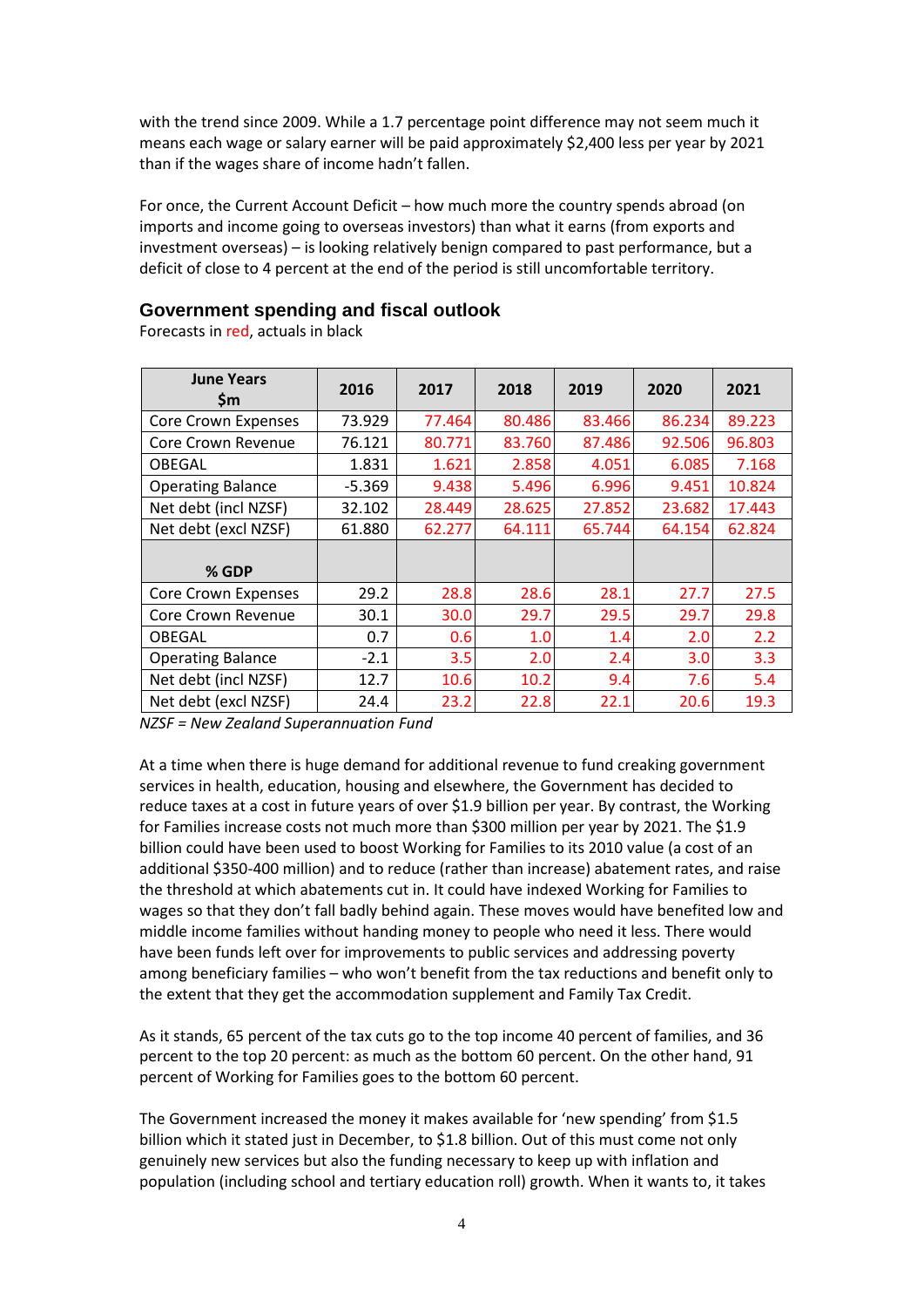with the trend since 2009. While a 1.7 percentage point difference may not seem much it means each wage or salary earner will be paid approximately $2,400 less per year by 2021 than if the wages share of income hadn't fallen.

For once, the Current Account Deficit – how much more the country spends abroad (on imports and income going to overseas investors) than what it earns (from exports and investment overseas) – is looking relatively benign compared to past performance, but a deficit of close to 4 percent at the end of the period is still uncomfortable territory.

## Government spending and fiscal outlook

Forecasts in red, actuals in black

| June Years $m | 2016 | 2017 | 2018 | 2019 | 2020 | 2021 |
|---|---|---|---|---|---|---|
| Core Crown Expenses | 73.929 | 77.464 | 80.486 | 83.466 | 86.234 | 89.223 |
| Core Crown Revenue | 76.121 | 80.771 | 83.760 | 87.486 | 92.506 | 96.803 |
| OBEGAL | 1.831 | 1.621 | 2.858 | 4.051 | 6.085 | 7.168 |
| Operating Balance | -5.369 | 9.438 | 5.496 | 6.996 | 9.451 | 10.824 |
| Net debt (incl NZSF) | 32.102 | 28.449 | 28.625 | 27.852 | 23.682 | 17.443 |
| Net debt (excl NZSF) | 61.880 | 62.277 | 64.111 | 65.744 | 64.154 | 62.824 |
| **% GDP** | | | | | | |
| Core Crown Expenses | 29.2 | 28.8 | 28.6 | 28.1 | 27.7 | 27.5 |
| Core Crown Revenue | 30.1 | 30.0 | 29.7 | 29.5 | 29.7 | 29.8 |
| OBEGAL | 0.7 | 0.6 | 1.0 | 1.4 | 2.0 | 2.2 |
| Operating Balance | -2.1 | 3.5 | 2.0 | 2.4 | 3.0 | 3.3 |
| Net debt (incl NZSF) | 12.7 | 10.6 | 10.2 | 9.4 | 7.6 | 5.4 |
| Net debt (excl NZSF) | 24.4 | 23.2 | 22.8 | 22.1 | 20.6 | 19.3 |

*NZSF = New Zealand Superannuation Fund*

At a time when there is huge demand for additional revenue to fund creaking government services in health, education, housing and elsewhere, the Government has decided to reduce taxes at a cost in future years of over $1.9 billion per year. By contrast, the Working for Families increase costs not much more than $300 million per year by 2021. The $1.9 billion could have been used to boost Working for Families to its 2010 value (a cost of an additional $350-400 million) and to reduce (rather than increase) abatement rates, and raise the threshold at which abatements cut in. It could have indexed Working for Families to wages so that they don't fall badly behind again. These moves would have benefited low and middle income families without handing money to people who need it less. There would have been funds left over for improvements to public services and addressing poverty among beneficiary families – who won't benefit from the tax reductions and benefit only to the extent that they get the accommodation supplement and Family Tax Credit.

As it stands, 65 percent of the tax cuts go to the top income 40 percent of families, and 36 percent to the top 20 percent: as much as the bottom 60 percent. On the other hand, 91 percent of Working for Families goes to the bottom 60 percent.

The Government increased the money it makes available for 'new spending' from $1.5 billion which it stated just in December, to $1.8 billion. Out of this must come not only genuinely new services but also the funding necessary to keep up with inflation and population (including school and tertiary education roll) growth. When it wants to, it takes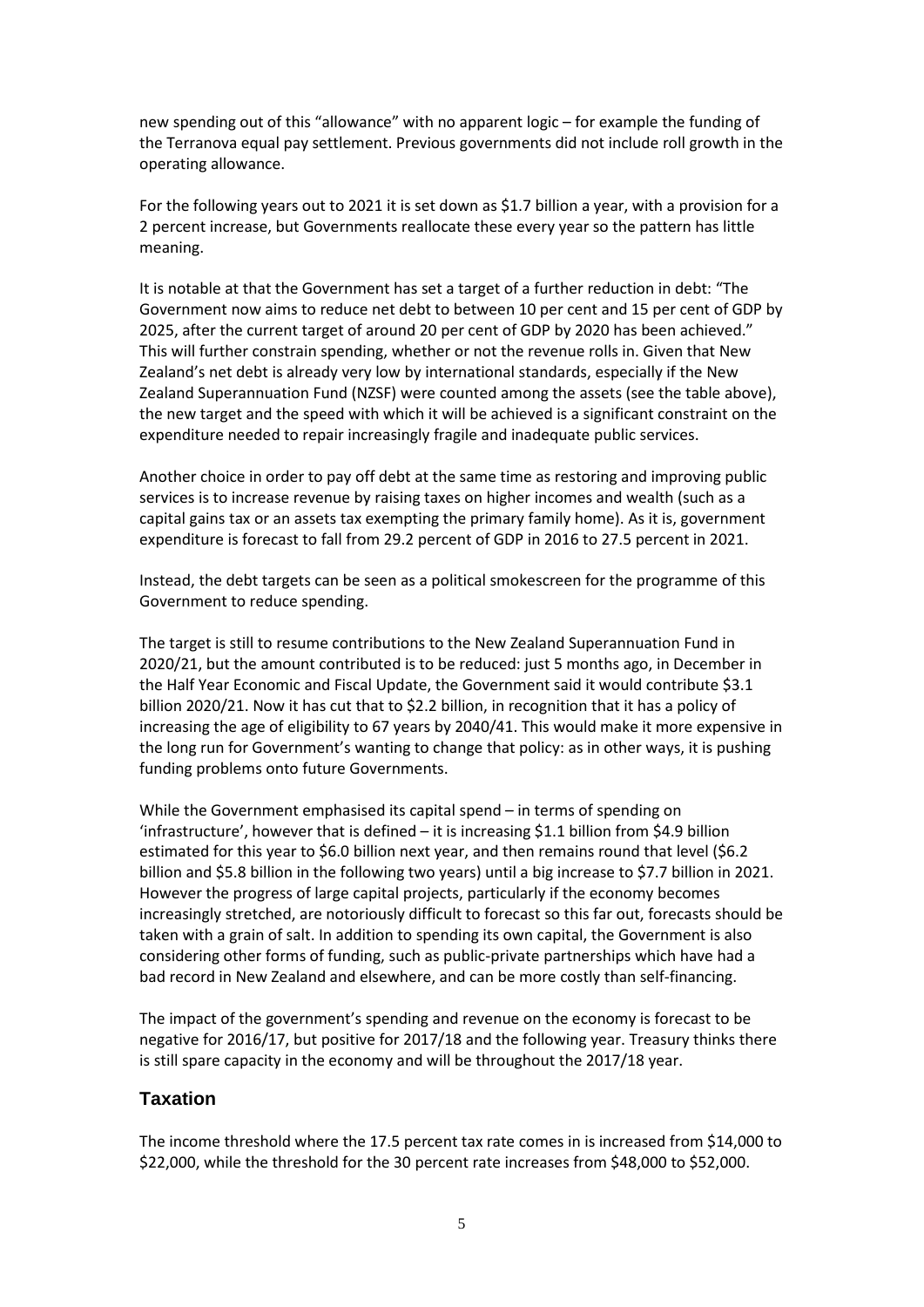new spending out of this "allowance" with no apparent logic – for example the funding of the Terranova equal pay settlement. Previous governments did not include roll growth in the operating allowance.

For the following years out to 2021 it is set down as $1.7 billion a year, with a provision for a 2 percent increase, but Governments reallocate these every year so the pattern has little meaning.

It is notable at that the Government has set a target of a further reduction in debt: "The Government now aims to reduce net debt to between 10 per cent and 15 per cent of GDP by 2025, after the current target of around 20 per cent of GDP by 2020 has been achieved." This will further constrain spending, whether or not the revenue rolls in. Given that New Zealand's net debt is already very low by international standards, especially if the New Zealand Superannuation Fund (NZSF) were counted among the assets (see the table above), the new target and the speed with which it will be achieved is a significant constraint on the expenditure needed to repair increasingly fragile and inadequate public services.

Another choice in order to pay off debt at the same time as restoring and improving public services is to increase revenue by raising taxes on higher incomes and wealth (such as a capital gains tax or an assets tax exempting the primary family home). As it is, government expenditure is forecast to fall from 29.2 percent of GDP in 2016 to 27.5 percent in 2021.

Instead, the debt targets can be seen as a political smokescreen for the programme of this Government to reduce spending.

The target is still to resume contributions to the New Zealand Superannuation Fund in 2020/21, but the amount contributed is to be reduced: just 5 months ago, in December in the Half Year Economic and Fiscal Update, the Government said it would contribute $3.1 billion 2020/21. Now it has cut that to $2.2 billion, in recognition that it has a policy of increasing the age of eligibility to 67 years by 2040/41. This would make it more expensive in the long run for Government's wanting to change that policy: as in other ways, it is pushing funding problems onto future Governments.

While the Government emphasised its capital spend – in terms of spending on 'infrastructure', however that is defined – it is increasing $1.1 billion from $4.9 billion estimated for this year to $6.0 billion next year, and then remains round that level ($6.2 billion and $5.8 billion in the following two years) until a big increase to $7.7 billion in 2021. However the progress of large capital projects, particularly if the economy becomes increasingly stretched, are notoriously difficult to forecast so this far out, forecasts should be taken with a grain of salt. In addition to spending its own capital, the Government is also considering other forms of funding, such as public-private partnerships which have had a bad record in New Zealand and elsewhere, and can be more costly than self-financing.

The impact of the government's spending and revenue on the economy is forecast to be negative for 2016/17, but positive for 2017/18 and the following year. Treasury thinks there is still spare capacity in the economy and will be throughout the 2017/18 year.

## Taxation

The income threshold where the 17.5 percent tax rate comes in is increased from $14,000 to $22,000, while the threshold for the 30 percent rate increases from $48,000 to $52,000.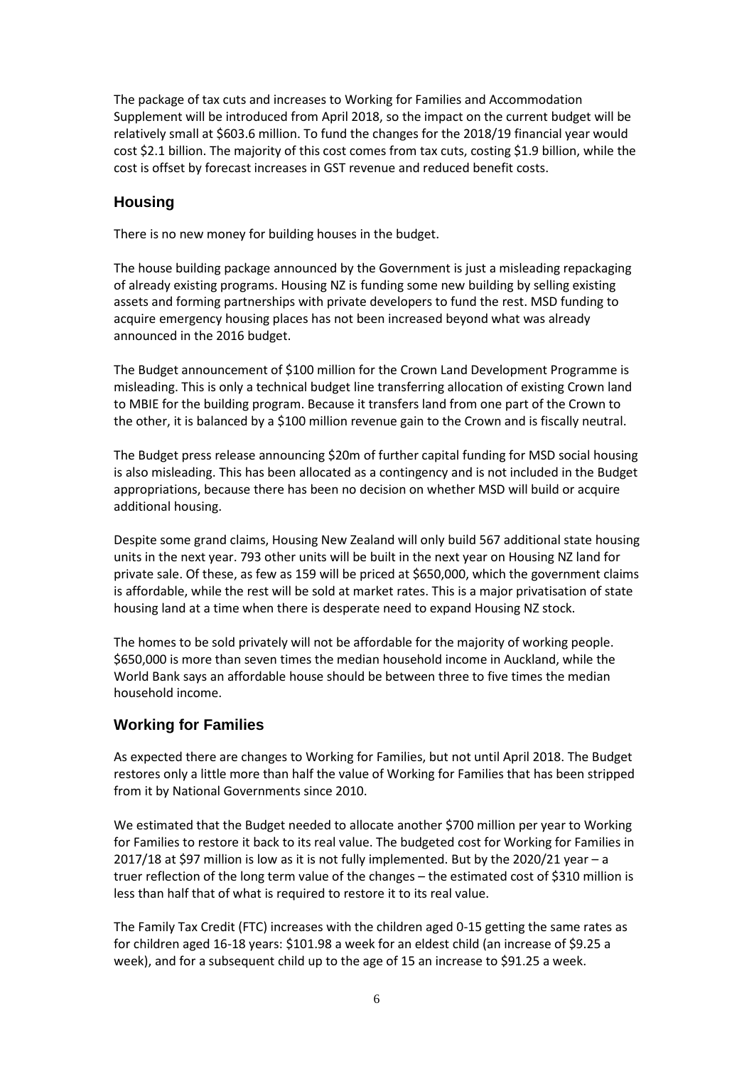The package of tax cuts and increases to Working for Families and Accommodation Supplement will be introduced from April 2018, so the impact on the current budget will be relatively small at $603.6 million. To fund the changes for the 2018/19 financial year would cost $2.1 billion. The majority of this cost comes from tax cuts, costing $1.9 billion, while the cost is offset by forecast increases in GST revenue and reduced benefit costs.

## Housing

There is no new money for building houses in the budget.

The house building package announced by the Government is just a misleading repackaging of already existing programs. Housing NZ is funding some new building by selling existing assets and forming partnerships with private developers to fund the rest. MSD funding to acquire emergency housing places has not been increased beyond what was already announced in the 2016 budget.

The Budget announcement of $100 million for the Crown Land Development Programme is misleading. This is only a technical budget line transferring allocation of existing Crown land to MBIE for the building program. Because it transfers land from one part of the Crown to the other, it is balanced by a $100 million revenue gain to the Crown and is fiscally neutral.

The Budget press release announcing $20m of further capital funding for MSD social housing is also misleading. This has been allocated as a contingency and is not included in the Budget appropriations, because there has been no decision on whether MSD will build or acquire additional housing.

Despite some grand claims, Housing New Zealand will only build 567 additional state housing units in the next year. 793 other units will be built in the next year on Housing NZ land for private sale. Of these, as few as 159 will be priced at $650,000, which the government claims is affordable, while the rest will be sold at market rates. This is a major privatisation of state housing land at a time when there is desperate need to expand Housing NZ stock.

The homes to be sold privately will not be affordable for the majority of working people. $650,000 is more than seven times the median household income in Auckland, while the World Bank says an affordable house should be between three to five times the median household income.

## Working for Families

As expected there are changes to Working for Families, but not until April 2018. The Budget restores only a little more than half the value of Working for Families that has been stripped from it by National Governments since 2010.

We estimated that the Budget needed to allocate another $700 million per year to Working for Families to restore it back to its real value. The budgeted cost for Working for Families in 2017/18 at $97 million is low as it is not fully implemented. But by the 2020/21 year – a truer reflection of the long term value of the changes – the estimated cost of $310 million is less than half that of what is required to restore it to its real value.

The Family Tax Credit (FTC) increases with the children aged 0-15 getting the same rates as for children aged 16-18 years: $101.98 a week for an eldest child (an increase of $9.25 a week), and for a subsequent child up to the age of 15 an increase to $91.25 a week.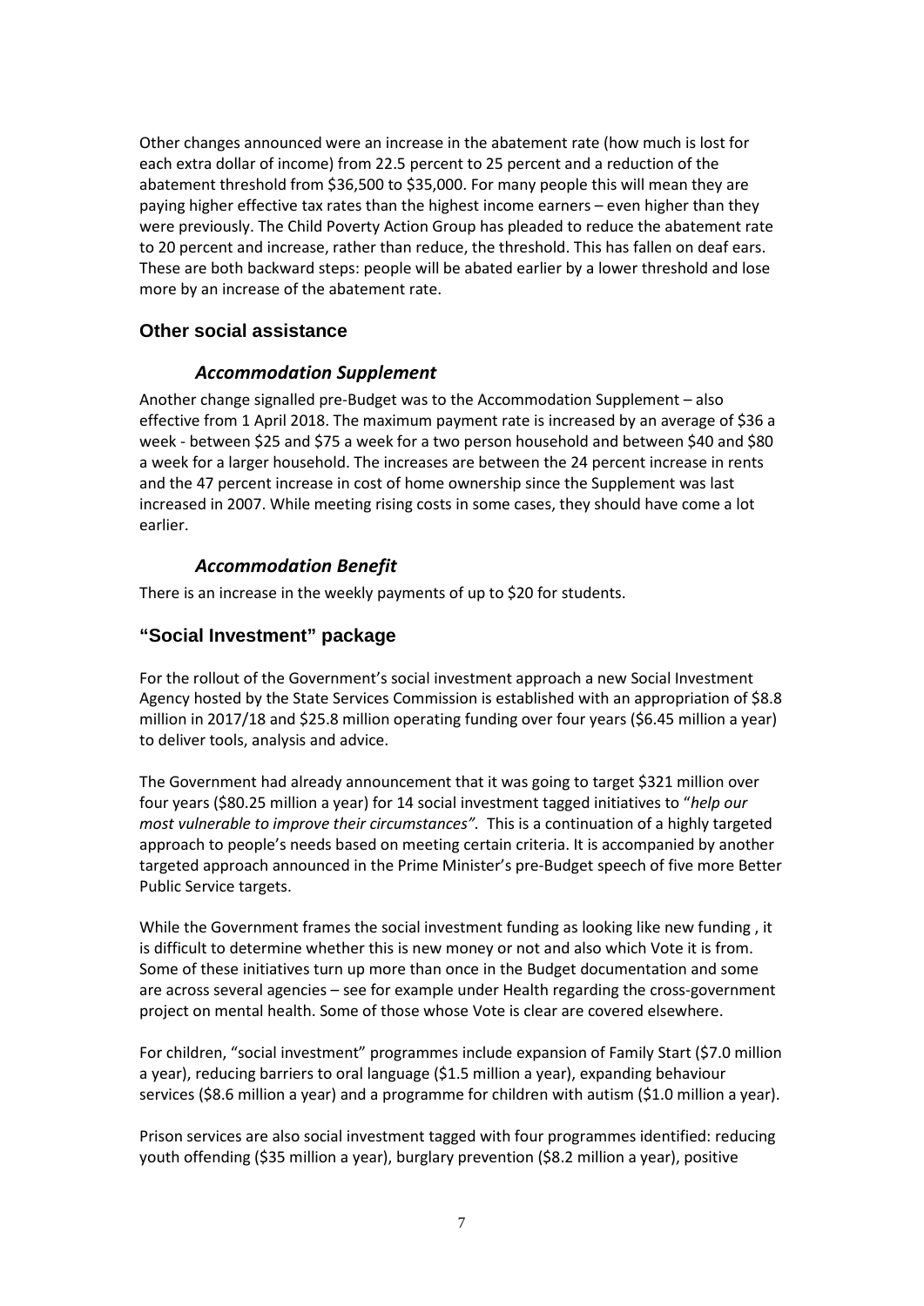Other changes announced were an increase in the abatement rate (how much is lost for each extra dollar of income) from 22.5 percent to 25 percent and a reduction of the abatement threshold from $36,500 to $35,000. For many people this will mean they are paying higher effective tax rates than the highest income earners – even higher than they were previously. The Child Poverty Action Group has pleaded to reduce the abatement rate to 20 percent and increase, rather than reduce, the threshold. This has fallen on deaf ears. These are both backward steps: people will be abated earlier by a lower threshold and lose more by an increase of the abatement rate.

## Other social assistance

### *Accommodation Supplement*

Another change signalled pre-Budget was to the Accommodation Supplement – also effective from 1 April 2018. The maximum payment rate is increased by an average of $36 a week - between $25 and $75 a week for a two person household and between $40 and $80 a week for a larger household. The increases are between the 24 percent increase in rents and the 47 percent increase in cost of home ownership since the Supplement was last increased in 2007. While meeting rising costs in some cases, they should have come a lot earlier.

### *Accommodation Benefit*

There is an increase in the weekly payments of up to $20 for students.

## "Social Investment" package

For the rollout of the Government's social investment approach a new Social Investment Agency hosted by the State Services Commission is established with an appropriation of $8.8 million in 2017/18 and $25.8 million operating funding over four years ($6.45 million a year) to deliver tools, analysis and advice.

The Government had already announcement that it was going to target $321 million over four years ($80.25 million a year) for 14 social investment tagged initiatives to "*help our most vulnerable to improve their circumstances".* This is a continuation of a highly targeted approach to people's needs based on meeting certain criteria. It is accompanied by another targeted approach announced in the Prime Minister's pre-Budget speech of five more Better Public Service targets.

While the Government frames the social investment funding as looking like new funding , it is difficult to determine whether this is new money or not and also which Vote it is from. Some of these initiatives turn up more than once in the Budget documentation and some are across several agencies – see for example under Health regarding the cross-government project on mental health. Some of those whose Vote is clear are covered elsewhere.

For children, "social investment" programmes include expansion of Family Start ($7.0 million a year), reducing barriers to oral language ($1.5 million a year), expanding behaviour services ($8.6 million a year) and a programme for children with autism ($1.0 million a year).

Prison services are also social investment tagged with four programmes identified: reducing youth offending ($35 million a year), burglary prevention ($8.2 million a year), positive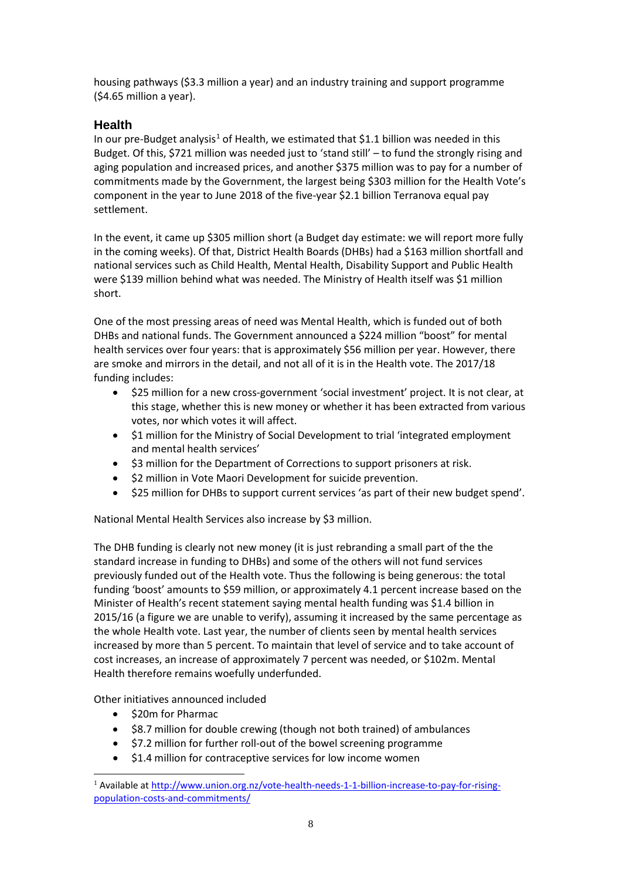housing pathways ($3.3 million a year) and an industry training and support programme ($4.65 million a year).

## Health

In our pre-Budget analysis[1] of Health, we estimated that $1.1 billion was needed in this Budget. Of this, $721 million was needed just to 'stand still' – to fund the strongly rising and aging population and increased prices, and another $375 million was to pay for a number of commitments made by the Government, the largest being $303 million for the Health Vote's component in the year to June 2018 of the five-year $2.1 billion Terranova equal pay settlement.

In the event, it came up $305 million short (a Budget day estimate: we will report more fully in the coming weeks). Of that, District Health Boards (DHBs) had a $163 million shortfall and national services such as Child Health, Mental Health, Disability Support and Public Health were $139 million behind what was needed. The Ministry of Health itself was $1 million short.

One of the most pressing areas of need was Mental Health, which is funded out of both DHBs and national funds. The Government announced a $224 million "boost" for mental health services over four years: that is approximately $56 million per year. However, there are smoke and mirrors in the detail, and not all of it is in the Health vote. The 2017/18 funding includes:

- $25 million for a new cross-government 'social investment' project. It is not clear, at this stage, whether this is new money or whether it has been extracted from various votes, nor which votes it will affect.
- $1 million for the Ministry of Social Development to trial 'integrated employment and mental health services'
- $3 million for the Department of Corrections to support prisoners at risk.
- $2 million in Vote Maori Development for suicide prevention.
- $25 million for DHBs to support current services 'as part of their new budget spend'.

National Mental Health Services also increase by $3 million.

The DHB funding is clearly not new money (it is just rebranding a small part of the the standard increase in funding to DHBs) and some of the others will not fund services previously funded out of the Health vote. Thus the following is being generous: the total funding 'boost' amounts to $59 million, or approximately 4.1 percent increase based on the Minister of Health's recent statement saying mental health funding was $1.4 billion in 2015/16 (a figure we are unable to verify), assuming it increased by the same percentage as the whole Health vote. Last year, the number of clients seen by mental health services increased by more than 5 percent. To maintain that level of service and to take account of cost increases, an increase of approximately 7 percent was needed, or $102m. Mental Health therefore remains woefully underfunded.

Other initiatives announced included

- $20m for Pharmac
- $8.7 million for double crewing (though not both trained) of ambulances
- $7.2 million for further roll-out of the bowel screening programme
- $1.4 million for contraceptive services for low income women

---

[1] Available at http://www.union.org.nz/vote-health-needs-1-1-billion-increase-to-pay-for-rising-population-costs-and-commitments/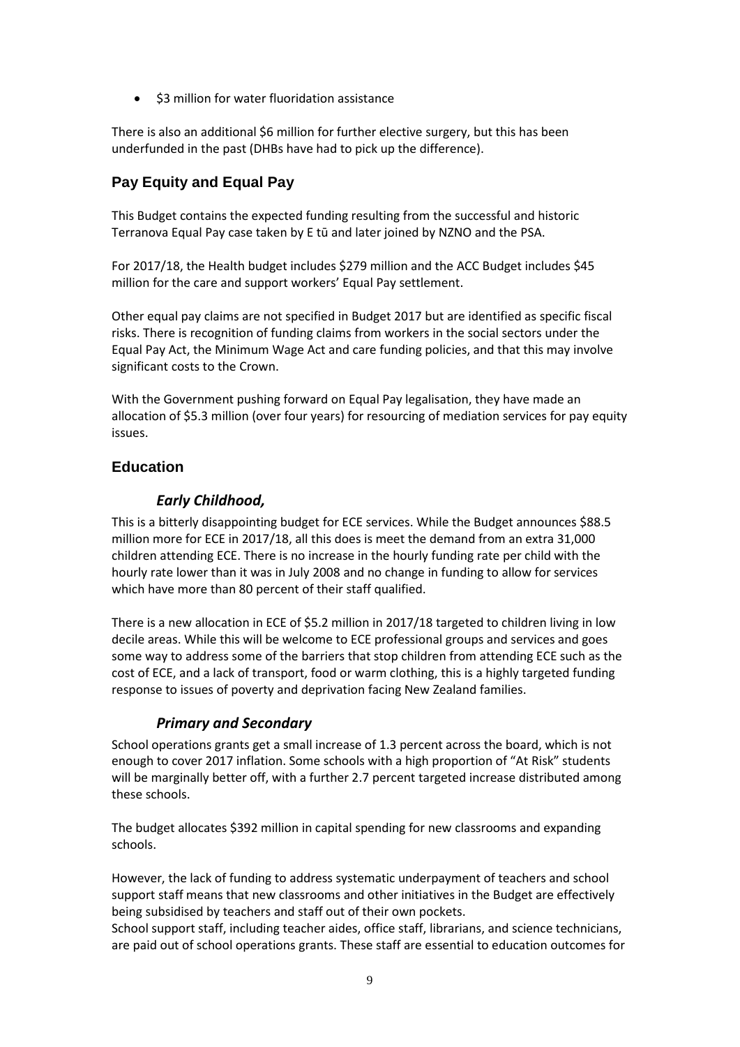- $3 million for water fluoridation assistance

There is also an additional $6 million for further elective surgery, but this has been underfunded in the past (DHBs have had to pick up the difference).

## Pay Equity and Equal Pay

This Budget contains the expected funding resulting from the successful and historic Terranova Equal Pay case taken by E tū and later joined by NZNO and the PSA.

For 2017/18, the Health budget includes $279 million and the ACC Budget includes $45 million for the care and support workers' Equal Pay settlement.

Other equal pay claims are not specified in Budget 2017 but are identified as specific fiscal risks. There is recognition of funding claims from workers in the social sectors under the Equal Pay Act, the Minimum Wage Act and care funding policies, and that this may involve significant costs to the Crown.

With the Government pushing forward on Equal Pay legalisation, they have made an allocation of $5.3 million (over four years) for resourcing of mediation services for pay equity issues.

## Education

### *Early Childhood,*

This is a bitterly disappointing budget for ECE services. While the Budget announces $88.5 million more for ECE in 2017/18, all this does is meet the demand from an extra 31,000 children attending ECE. There is no increase in the hourly funding rate per child with the hourly rate lower than it was in July 2008 and no change in funding to allow for services which have more than 80 percent of their staff qualified.

There is a new allocation in ECE of $5.2 million in 2017/18 targeted to children living in low decile areas. While this will be welcome to ECE professional groups and services and goes some way to address some of the barriers that stop children from attending ECE such as the cost of ECE, and a lack of transport, food or warm clothing, this is a highly targeted funding response to issues of poverty and deprivation facing New Zealand families.

### *Primary and Secondary*

School operations grants get a small increase of 1.3 percent across the board, which is not enough to cover 2017 inflation. Some schools with a high proportion of "At Risk" students will be marginally better off, with a further 2.7 percent targeted increase distributed among these schools.

The budget allocates $392 million in capital spending for new classrooms and expanding schools.

However, the lack of funding to address systematic underpayment of teachers and school support staff means that new classrooms and other initiatives in the Budget are effectively being subsidised by teachers and staff out of their own pockets.
School support staff, including teacher aides, office staff, librarians, and science technicians, are paid out of school operations grants. These staff are essential to education outcomes for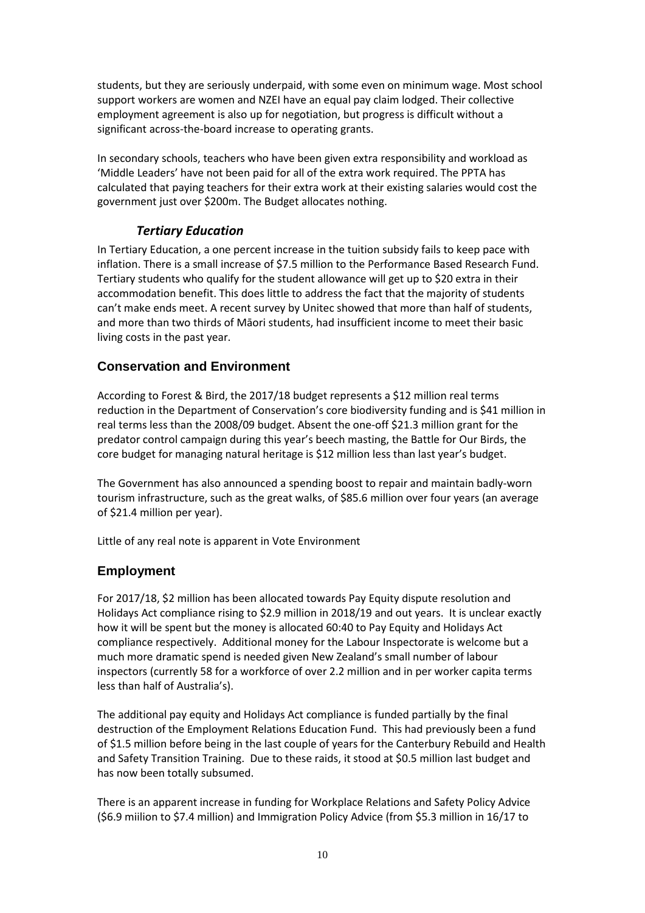students, but they are seriously underpaid, with some even on minimum wage. Most school support workers are women and NZEI have an equal pay claim lodged. Their collective employment agreement is also up for negotiation, but progress is difficult without a significant across-the-board increase to operating grants.

In secondary schools, teachers who have been given extra responsibility and workload as 'Middle Leaders' have not been paid for all of the extra work required. The PPTA has calculated that paying teachers for their extra work at their existing salaries would cost the government just over $200m. The Budget allocates nothing.

### *Tertiary Education*

In Tertiary Education, a one percent increase in the tuition subsidy fails to keep pace with inflation. There is a small increase of $7.5 million to the Performance Based Research Fund. Tertiary students who qualify for the student allowance will get up to $20 extra in their accommodation benefit. This does little to address the fact that the majority of students can't make ends meet. A recent survey by Unitec showed that more than half of students, and more than two thirds of Māori students, had insufficient income to meet their basic living costs in the past year.

## Conservation and Environment

According to Forest & Bird, the 2017/18 budget represents a $12 million real terms reduction in the Department of Conservation's core biodiversity funding and is $41 million in real terms less than the 2008/09 budget. Absent the one-off $21.3 million grant for the predator control campaign during this year's beech masting, the Battle for Our Birds, the core budget for managing natural heritage is $12 million less than last year's budget.

The Government has also announced a spending boost to repair and maintain badly-worn tourism infrastructure, such as the great walks, of $85.6 million over four years (an average of $21.4 million per year).

Little of any real note is apparent in Vote Environment

## Employment

For 2017/18, $2 million has been allocated towards Pay Equity dispute resolution and Holidays Act compliance rising to $2.9 million in 2018/19 and out years. It is unclear exactly how it will be spent but the money is allocated 60:40 to Pay Equity and Holidays Act compliance respectively. Additional money for the Labour Inspectorate is welcome but a much more dramatic spend is needed given New Zealand's small number of labour inspectors (currently 58 for a workforce of over 2.2 million and in per worker capita terms less than half of Australia's).

The additional pay equity and Holidays Act compliance is funded partially by the final destruction of the Employment Relations Education Fund. This had previously been a fund of $1.5 million before being in the last couple of years for the Canterbury Rebuild and Health and Safety Transition Training. Due to these raids, it stood at $0.5 million last budget and has now been totally subsumed.

There is an apparent increase in funding for Workplace Relations and Safety Policy Advice ($6.9 miilion to $7.4 million) and Immigration Policy Advice (from $5.3 million in 16/17 to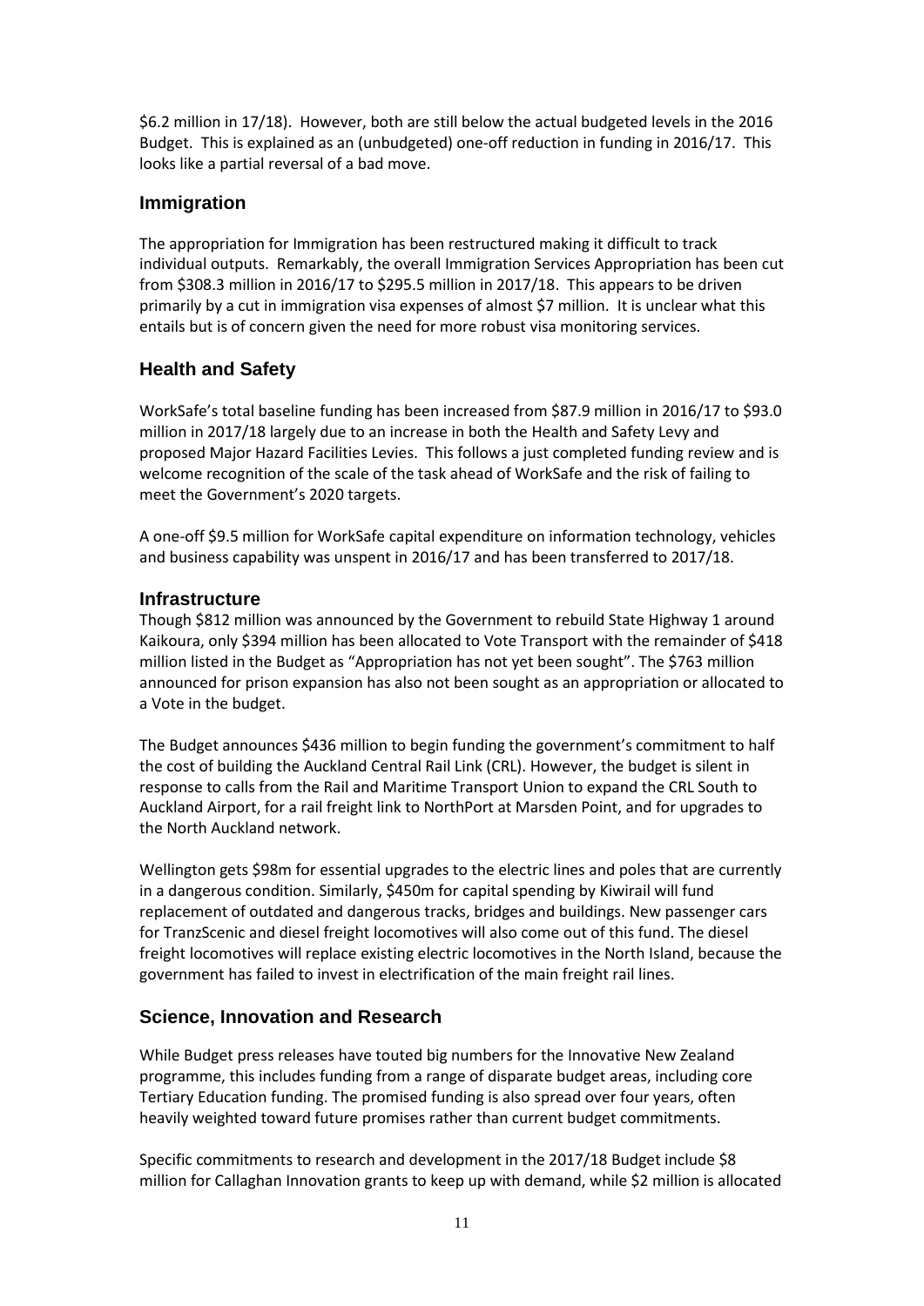$6.2 million in 17/18). However, both are still below the actual budgeted levels in the 2016 Budget. This is explained as an (unbudgeted) one-off reduction in funding in 2016/17. This looks like a partial reversal of a bad move.

## Immigration

The appropriation for Immigration has been restructured making it difficult to track individual outputs. Remarkably, the overall Immigration Services Appropriation has been cut from $308.3 million in 2016/17 to $295.5 million in 2017/18. This appears to be driven primarily by a cut in immigration visa expenses of almost $7 million. It is unclear what this entails but is of concern given the need for more robust visa monitoring services.

## Health and Safety

WorkSafe's total baseline funding has been increased from $87.9 million in 2016/17 to $93.0 million in 2017/18 largely due to an increase in both the Health and Safety Levy and proposed Major Hazard Facilities Levies. This follows a just completed funding review and is welcome recognition of the scale of the task ahead of WorkSafe and the risk of failing to meet the Government's 2020 targets.

A one-off $9.5 million for WorkSafe capital expenditure on information technology, vehicles and business capability was unspent in 2016/17 and has been transferred to 2017/18.

## Infrastructure

Though $812 million was announced by the Government to rebuild State Highway 1 around Kaikoura, only $394 million has been allocated to Vote Transport with the remainder of $418 million listed in the Budget as "Appropriation has not yet been sought". The $763 million announced for prison expansion has also not been sought as an appropriation or allocated to a Vote in the budget.

The Budget announces $436 million to begin funding the government's commitment to half the cost of building the Auckland Central Rail Link (CRL). However, the budget is silent in response to calls from the Rail and Maritime Transport Union to expand the CRL South to Auckland Airport, for a rail freight link to NorthPort at Marsden Point, and for upgrades to the North Auckland network.

Wellington gets $98m for essential upgrades to the electric lines and poles that are currently in a dangerous condition. Similarly, $450m for capital spending by Kiwirail will fund replacement of outdated and dangerous tracks, bridges and buildings. New passenger cars for TranzScenic and diesel freight locomotives will also come out of this fund. The diesel freight locomotives will replace existing electric locomotives in the North Island, because the government has failed to invest in electrification of the main freight rail lines.

## Science, Innovation and Research

While Budget press releases have touted big numbers for the Innovative New Zealand programme, this includes funding from a range of disparate budget areas, including core Tertiary Education funding. The promised funding is also spread over four years, often heavily weighted toward future promises rather than current budget commitments.

Specific commitments to research and development in the 2017/18 Budget include $8 million for Callaghan Innovation grants to keep up with demand, while $2 million is allocated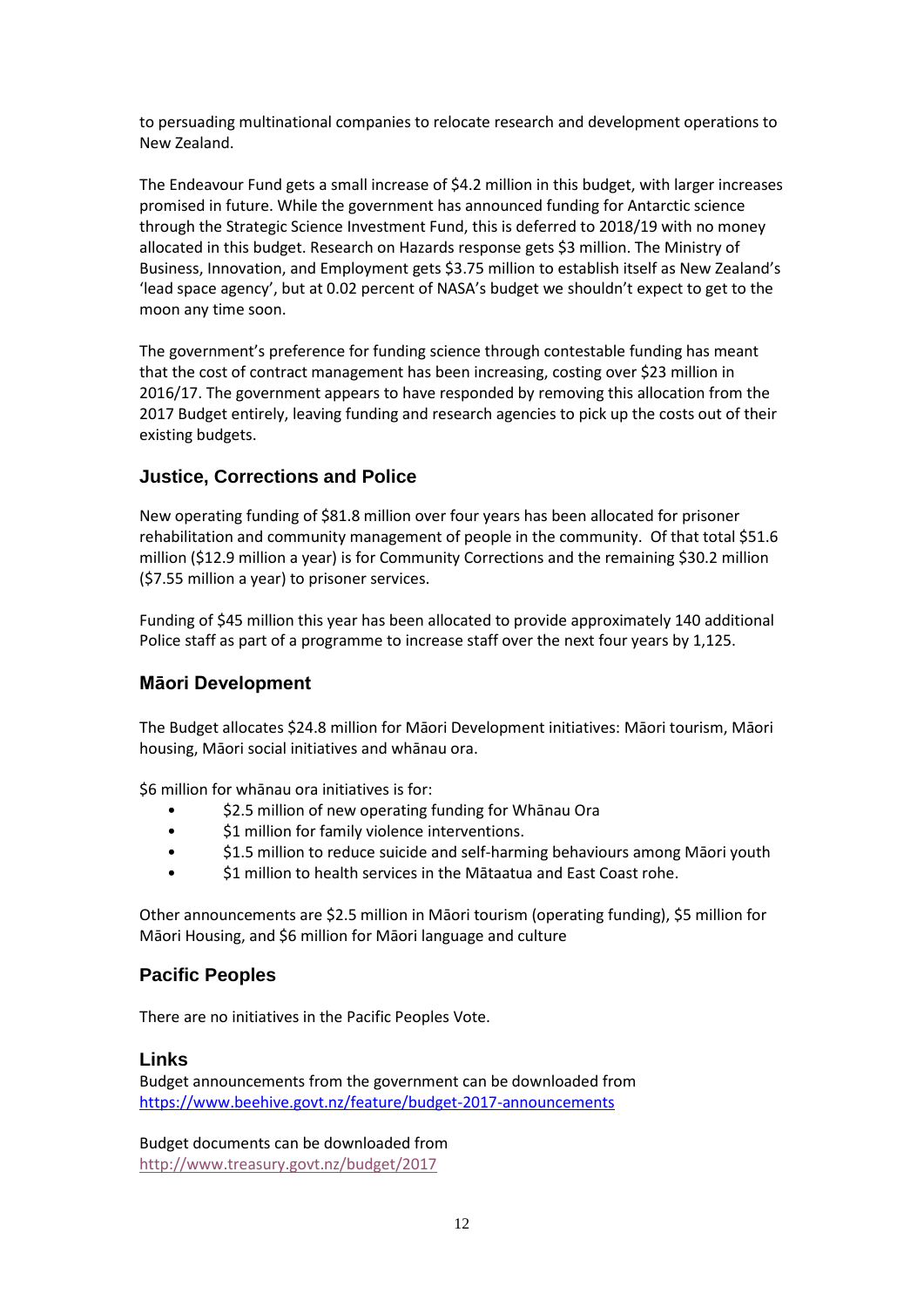to persuading multinational companies to relocate research and development operations to New Zealand.

The Endeavour Fund gets a small increase of $4.2 million in this budget, with larger increases promised in future. While the government has announced funding for Antarctic science through the Strategic Science Investment Fund, this is deferred to 2018/19 with no money allocated in this budget. Research on Hazards response gets $3 million. The Ministry of Business, Innovation, and Employment gets $3.75 million to establish itself as New Zealand's 'lead space agency', but at 0.02 percent of NASA's budget we shouldn't expect to get to the moon any time soon.

The government's preference for funding science through contestable funding has meant that the cost of contract management has been increasing, costing over $23 million in 2016/17. The government appears to have responded by removing this allocation from the 2017 Budget entirely, leaving funding and research agencies to pick up the costs out of their existing budgets.

## Justice, Corrections and Police

New operating funding of $81.8 million over four years has been allocated for prisoner rehabilitation and community management of people in the community. Of that total $51.6 million ($12.9 million a year) is for Community Corrections and the remaining $30.2 million ($7.55 million a year) to prisoner services.

Funding of $45 million this year has been allocated to provide approximately 140 additional Police staff as part of a programme to increase staff over the next four years by 1,125.

## Māori Development

The Budget allocates $24.8 million for Māori Development initiatives: Māori tourism, Māori housing, Māori social initiatives and whānau ora.

$6 million for whānau ora initiatives is for:

- $2.5 million of new operating funding for Whānau Ora
- $1 million for family violence interventions.
- $1.5 million to reduce suicide and self-harming behaviours among Māori youth
- $1 million to health services in the Mātaatua and East Coast rohe.

Other announcements are $2.5 million in Māori tourism (operating funding), $5 million for Māori Housing, and $6 million for Māori language and culture

## Pacific Peoples

There are no initiatives in the Pacific Peoples Vote.

## Links

Budget announcements from the government can be downloaded from
https://www.beehive.govt.nz/feature/budget-2017-announcements

Budget documents can be downloaded from
http://www.treasury.govt.nz/budget/2017